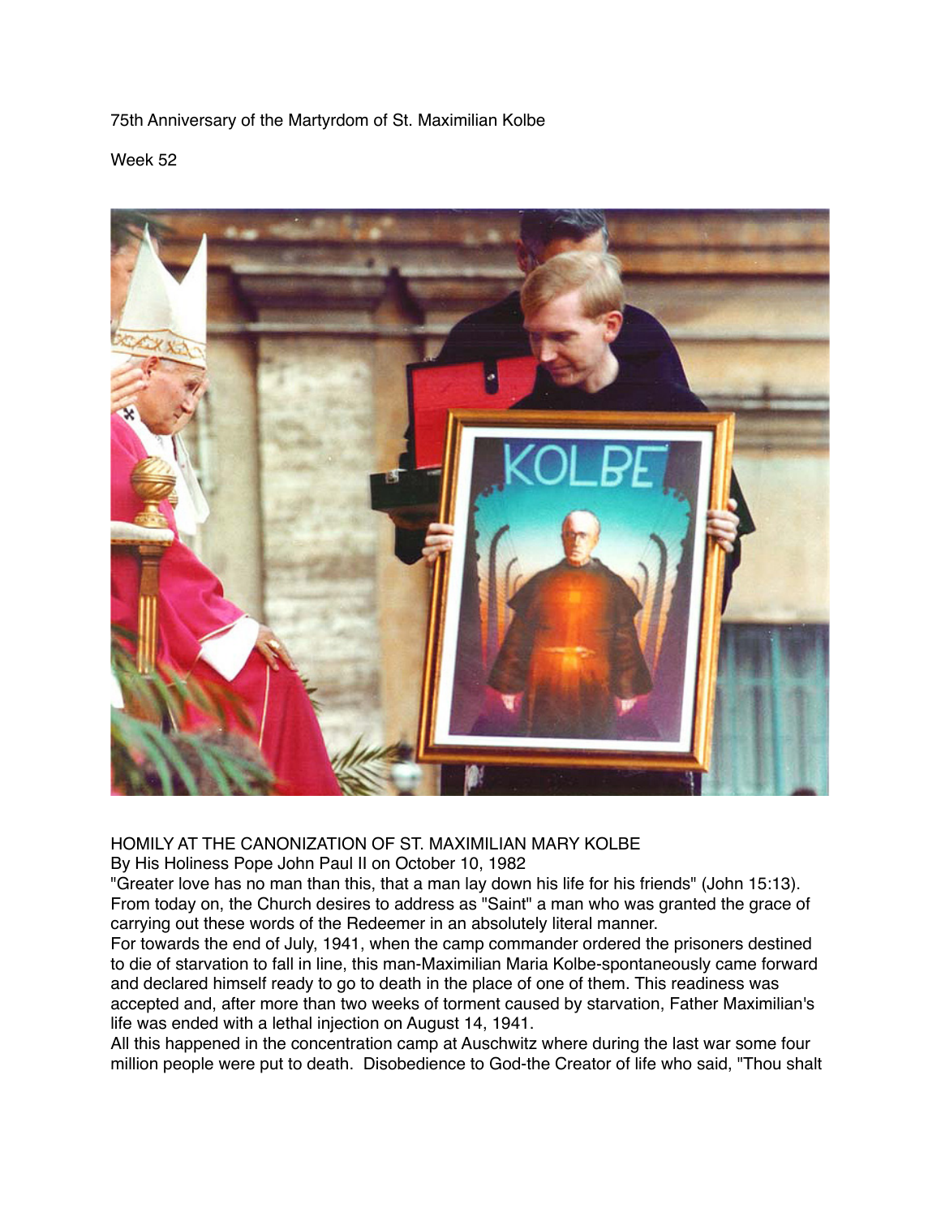75th Anniversary of the Martyrdom of St. Maximilian Kolbe

Week 52

HOMILY AT THE CANONIZATION OF ST. MAXIMILIAN MARY KOLBE
By His Holiness Pope John Paul II on October 10, 1982

"Greater love has no man than this, that a man lay down his life for his friends" (John 15:13). From today on, the Church desires to address as "Saint" a man who was granted the grace of carrying out these words of the Redeemer in an absolutely literal manner.

For towards the end of July, 1941, when the camp commander ordered the prisoners destined to die of starvation to fall in line, this man-Maximilian Maria Kolbe-spontaneously came forward and declared himself ready to go to death in the place of one of them. This readiness was accepted and, after more than two weeks of torment caused by starvation, Father Maximilian's life was ended with a lethal injection on August 14, 1941.

All this happened in the concentration camp at Auschwitz where during the last war some four million people were put to death. Disobedience to God-the Creator of life who said, "Thou shalt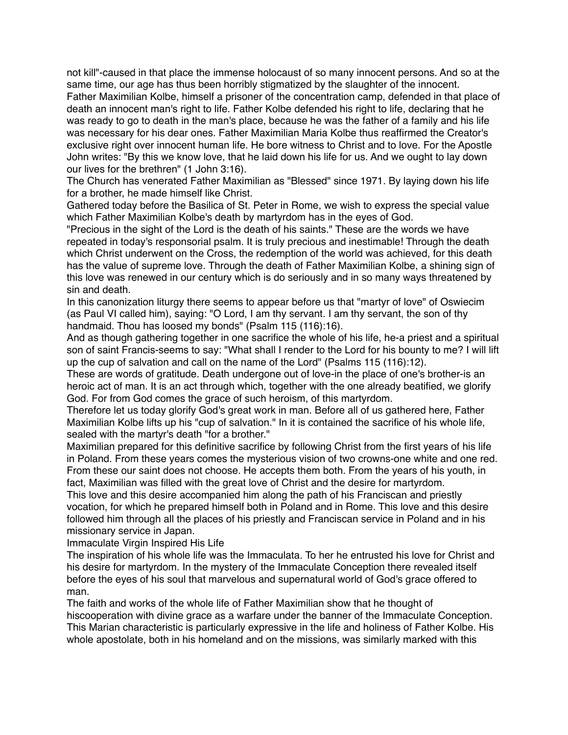not kill"-caused in that place the immense holocaust of so many innocent persons. And so at the same time, our age has thus been horribly stigmatized by the slaughter of the innocent.

Father Maximilian Kolbe, himself a prisoner of the concentration camp, defended in that place of death an innocent man's right to life. Father Kolbe defended his right to life, declaring that he was ready to go to death in the man's place, because he was the father of a family and his life was necessary for his dear ones. Father Maximilian Maria Kolbe thus reaffirmed the Creator's exclusive right over innocent human life. He bore witness to Christ and to love. For the Apostle John writes: "By this we know love, that he laid down his life for us. And we ought to lay down our lives for the brethren" (1 John 3:16).

The Church has venerated Father Maximilian as "Blessed" since 1971. By laying down his life for a brother, he made himself like Christ.

Gathered today before the Basilica of St. Peter in Rome, we wish to express the special value which Father Maximilian Kolbe's death by martyrdom has in the eyes of God.

"Precious in the sight of the Lord is the death of his saints." These are the words we have repeated in today's responsorial psalm. It is truly precious and inestimable! Through the death which Christ underwent on the Cross, the redemption of the world was achieved, for this death has the value of supreme love. Through the death of Father Maximilian Kolbe, a shining sign of this love was renewed in our century which is do seriously and in so many ways threatened by sin and death.

In this canonization liturgy there seems to appear before us that "martyr of love" of Oswiecim (as Paul VI called him), saying: "O Lord, I am thy servant. I am thy servant, the son of thy handmaid. Thou has loosed my bonds" (Psalm 115 (116):16).

And as though gathering together in one sacrifice the whole of his life, he-a priest and a spiritual son of saint Francis-seems to say: "What shall I render to the Lord for his bounty to me? I will lift up the cup of salvation and call on the name of the Lord" (Psalms 115 (116):12).

These are words of gratitude. Death undergone out of love-in the place of one's brother-is an heroic act of man. It is an act through which, together with the one already beatified, we glorify God. For from God comes the grace of such heroism, of this martyrdom.

Therefore let us today glorify God's great work in man. Before all of us gathered here, Father Maximilian Kolbe lifts up his "cup of salvation." In it is contained the sacrifice of his whole life, sealed with the martyr's death "for a brother."

Maximilian prepared for this definitive sacrifice by following Christ from the first years of his life in Poland. From these years comes the mysterious vision of two crowns-one white and one red. From these our saint does not choose. He accepts them both. From the years of his youth, in fact, Maximilian was filled with the great love of Christ and the desire for martyrdom.

This love and this desire accompanied him along the path of his Franciscan and priestly vocation, for which he prepared himself both in Poland and in Rome. This love and this desire followed him through all the places of his priestly and Franciscan service in Poland and in his missionary service in Japan.

## Immaculate Virgin Inspired His Life

The inspiration of his whole life was the Immaculata. To her he entrusted his love for Christ and his desire for martyrdom. In the mystery of the Immaculate Conception there revealed itself before the eyes of his soul that marvelous and supernatural world of God's grace offered to man.

The faith and works of the whole life of Father Maximilian show that he thought of hiscooperation with divine grace as a warfare under the banner of the Immaculate Conception. This Marian characteristic is particularly expressive in the life and holiness of Father Kolbe. His whole apostolate, both in his homeland and on the missions, was similarly marked with this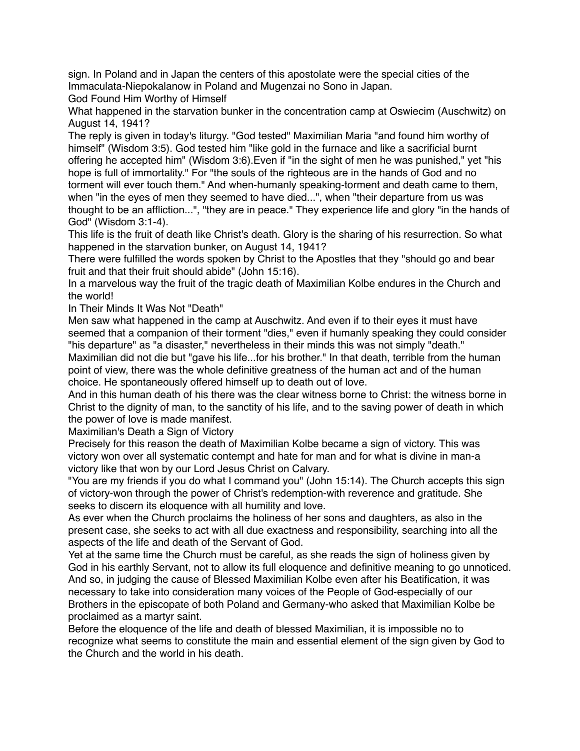sign. In Poland and in Japan the centers of this apostolate were the special cities of the Immaculata-Niepokalanow in Poland and Mugenzai no Sono in Japan.

## God Found Him Worthy of Himself

What happened in the starvation bunker in the concentration camp at Oswiecim (Auschwitz) on August 14, 1941?

The reply is given in today's liturgy. "God tested" Maximilian Maria "and found him worthy of himself" (Wisdom 3:5). God tested him "like gold in the furnace and like a sacrificial burnt offering he accepted him" (Wisdom 3:6).Even if "in the sight of men he was punished," yet "his hope is full of immortality." For "the souls of the righteous are in the hands of God and no torment will ever touch them." And when-humanly speaking-torment and death came to them, when "in the eyes of men they seemed to have died...", when "their departure from us was thought to be an affliction...", "they are in peace." They experience life and glory "in the hands of God" (Wisdom 3:1-4).

This life is the fruit of death like Christ's death. Glory is the sharing of his resurrection. So what happened in the starvation bunker, on August 14, 1941?

There were fulfilled the words spoken by Christ to the Apostles that they "should go and bear fruit and that their fruit should abide" (John 15:16).

In a marvelous way the fruit of the tragic death of Maximilian Kolbe endures in the Church and the world!

## In Their Minds It Was Not "Death"

Men saw what happened in the camp at Auschwitz. And even if to their eyes it must have seemed that a companion of their torment "dies," even if humanly speaking they could consider "his departure" as "a disaster," nevertheless in their minds this was not simply "death." Maximilian did not die but "gave his life...for his brother." In that death, terrible from the human point of view, there was the whole definitive greatness of the human act and of the human choice. He spontaneously offered himself up to death out of love.

And in this human death of his there was the clear witness borne to Christ: the witness borne in Christ to the dignity of man, to the sanctity of his life, and to the saving power of death in which the power of love is made manifest.

## Maximilian's Death a Sign of Victory

Precisely for this reason the death of Maximilian Kolbe became a sign of victory. This was victory won over all systematic contempt and hate for man and for what is divine in man-a victory like that won by our Lord Jesus Christ on Calvary.

"You are my friends if you do what I command you" (John 15:14). The Church accepts this sign of victory-won through the power of Christ's redemption-with reverence and gratitude. She seeks to discern its eloquence with all humility and love.

As ever when the Church proclaims the holiness of her sons and daughters, as also in the present case, she seeks to act with all due exactness and responsibility, searching into all the aspects of the life and death of the Servant of God.

Yet at the same time the Church must be careful, as she reads the sign of holiness given by God in his earthly Servant, not to allow its full eloquence and definitive meaning to go unnoticed. And so, in judging the cause of Blessed Maximilian Kolbe even after his Beatification, it was necessary to take into consideration many voices of the People of God-especially of our Brothers in the episcopate of both Poland and Germany-who asked that Maximilian Kolbe be proclaimed as a martyr saint.

Before the eloquence of the life and death of blessed Maximilian, it is impossible no to recognize what seems to constitute the main and essential element of the sign given by God to the Church and the world in his death.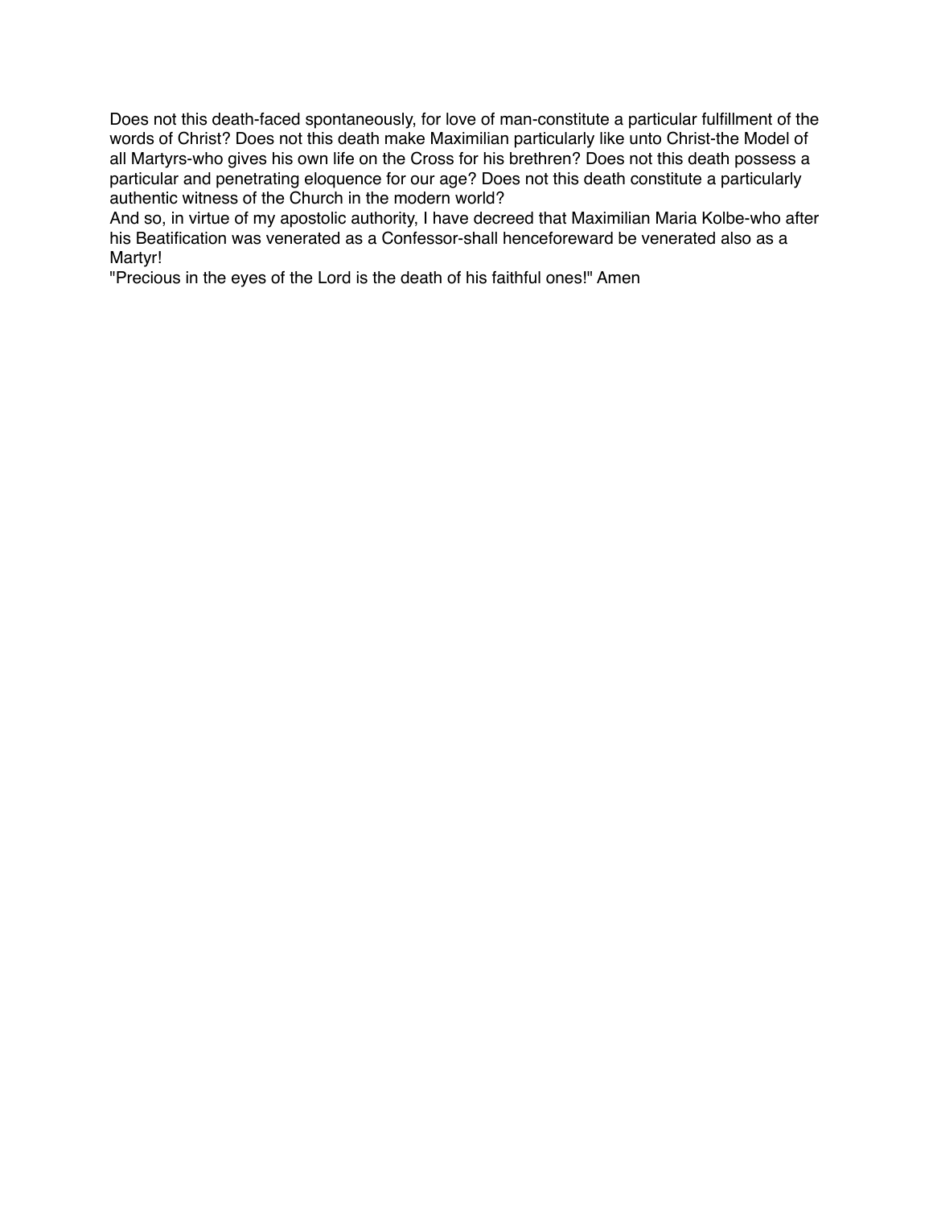Does not this death-faced spontaneously, for love of man-constitute a particular fulfillment of the words of Christ? Does not this death make Maximilian particularly like unto Christ-the Model of all Martyrs-who gives his own life on the Cross for his brethren? Does not this death possess a particular and penetrating eloquence for our age? Does not this death constitute a particularly authentic witness of the Church in the modern world?

And so, in virtue of my apostolic authority, I have decreed that Maximilian Maria Kolbe-who after his Beatification was venerated as a Confessor-shall henceforeward be venerated also as a Martyr!

"Precious in the eyes of the Lord is the death of his faithful ones!" Amen